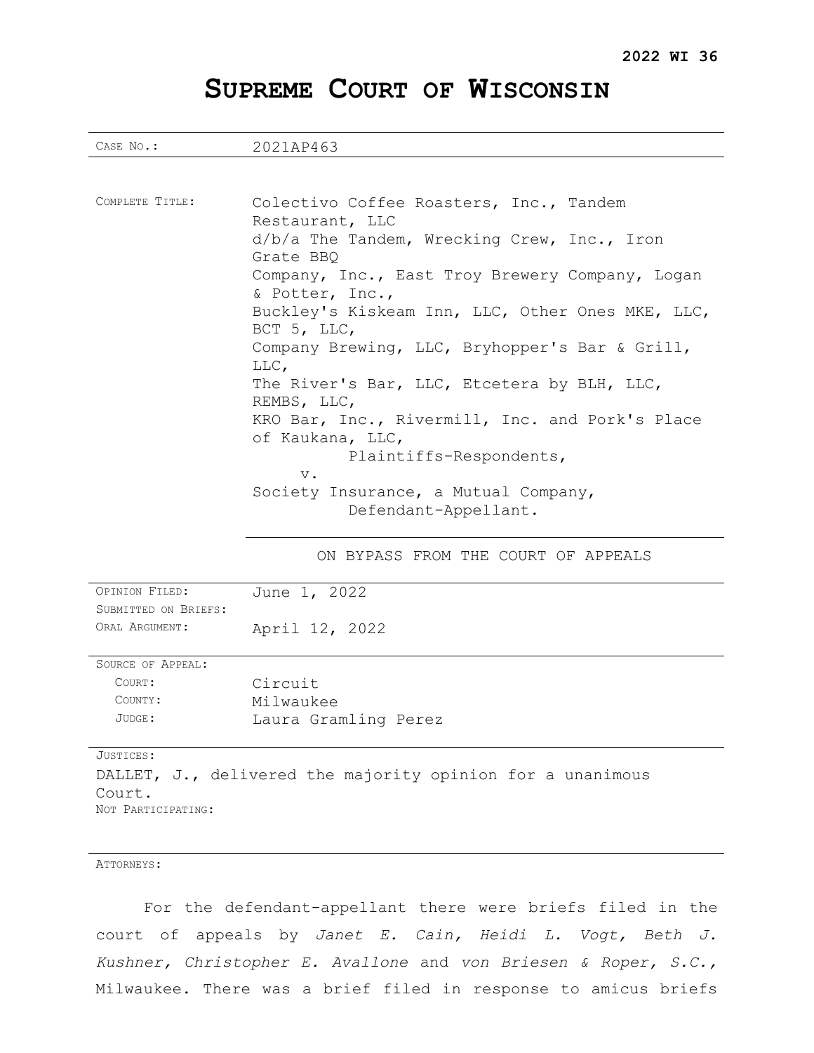**2022 WI 36**

# SUPREME COURT OF WISCONSIN

| CASE NO.: | 2021AP463 |
|---|---|
| COMPLETE TITLE: | Colectivo Coffee Roasters, Inc., Tandem Restaurant, LLC d/b/a The Tandem, Wrecking Crew, Inc., Iron Grate BBQ Company, Inc., East Troy Brewery Company, Logan & Potter, Inc., Buckley's Kiskeam Inn, LLC, Other Ones MKE, LLC, BCT 5, LLC, Company Brewing, LLC, Bryhopper's Bar & Grill, LLC, The River's Bar, LLC, Etcetera by BLH, LLC, REMBS, LLC, KRO Bar, Inc., Rivermill, Inc. and Pork's Place of Kaukana, LLC, Plaintiffs-Respondents, v. Society Insurance, a Mutual Company, Defendant-Appellant. |
| | ON BYPASS FROM THE COURT OF APPEALS |
| OPINION FILED: | June 1, 2022 |
| SUBMITTED ON BRIEFS: | |
| ORAL ARGUMENT: | April 12, 2022 |
| SOURCE OF APPEAL: | |
| COURT: | Circuit |
| COUNTY: | Milwaukee |
| JUDGE: | Laura Gramling Perez |

JUSTICES:

DALLET, J., delivered the majority opinion for a unanimous Court.

NOT PARTICIPATING:

ATTORNEYS:

For the defendant-appellant there were briefs filed in the court of appeals by *Janet E. Cain, Heidi L. Vogt, Beth J. Kushner, Christopher E. Avallone* and *von Briesen & Roper, S.C.*, Milwaukee. There was a brief filed in response to amicus briefs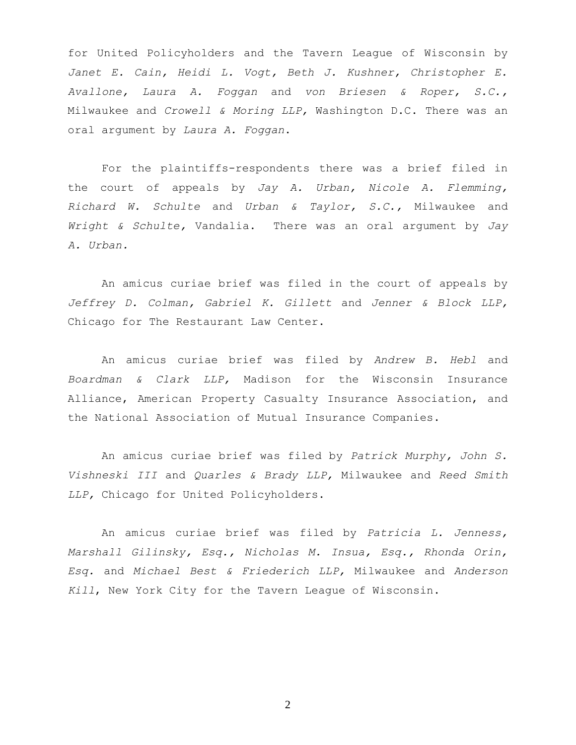for United Policyholders and the Tavern League of Wisconsin by *Janet E. Cain, Heidi L. Vogt, Beth J. Kushner, Christopher E. Avallone, Laura A. Foggan* and *von Briesen & Roper, S.C.*, Milwaukee and *Crowell & Moring LLP*, Washington D.C. There was an oral argument by *Laura A. Foggan*.

For the plaintiffs-respondents there was a brief filed in the court of appeals by *Jay A. Urban, Nicole A. Flemming, Richard W. Schulte* and *Urban & Taylor, S.C.*, Milwaukee and *Wright & Schulte*, Vandalia. There was an oral argument by *Jay A. Urban.*

An amicus curiae brief was filed in the court of appeals by *Jeffrey D. Colman, Gabriel K. Gillett* and *Jenner & Block LLP*, Chicago for The Restaurant Law Center.

An amicus curiae brief was filed by *Andrew B. Hebl* and *Boardman & Clark LLP*, Madison for the Wisconsin Insurance Alliance, American Property Casualty Insurance Association, and the National Association of Mutual Insurance Companies.

An amicus curiae brief was filed by *Patrick Murphy, John S. Vishneski III* and *Quarles & Brady LLP*, Milwaukee and *Reed Smith LLP*, Chicago for United Policyholders.

An amicus curiae brief was filed by *Patricia L. Jenness, Marshall Gilinsky, Esq., Nicholas M. Insua, Esq., Rhonda Orin, Esq.* and *Michael Best & Friederich LLP*, Milwaukee and *Anderson Kill*, New York City for the Tavern League of Wisconsin.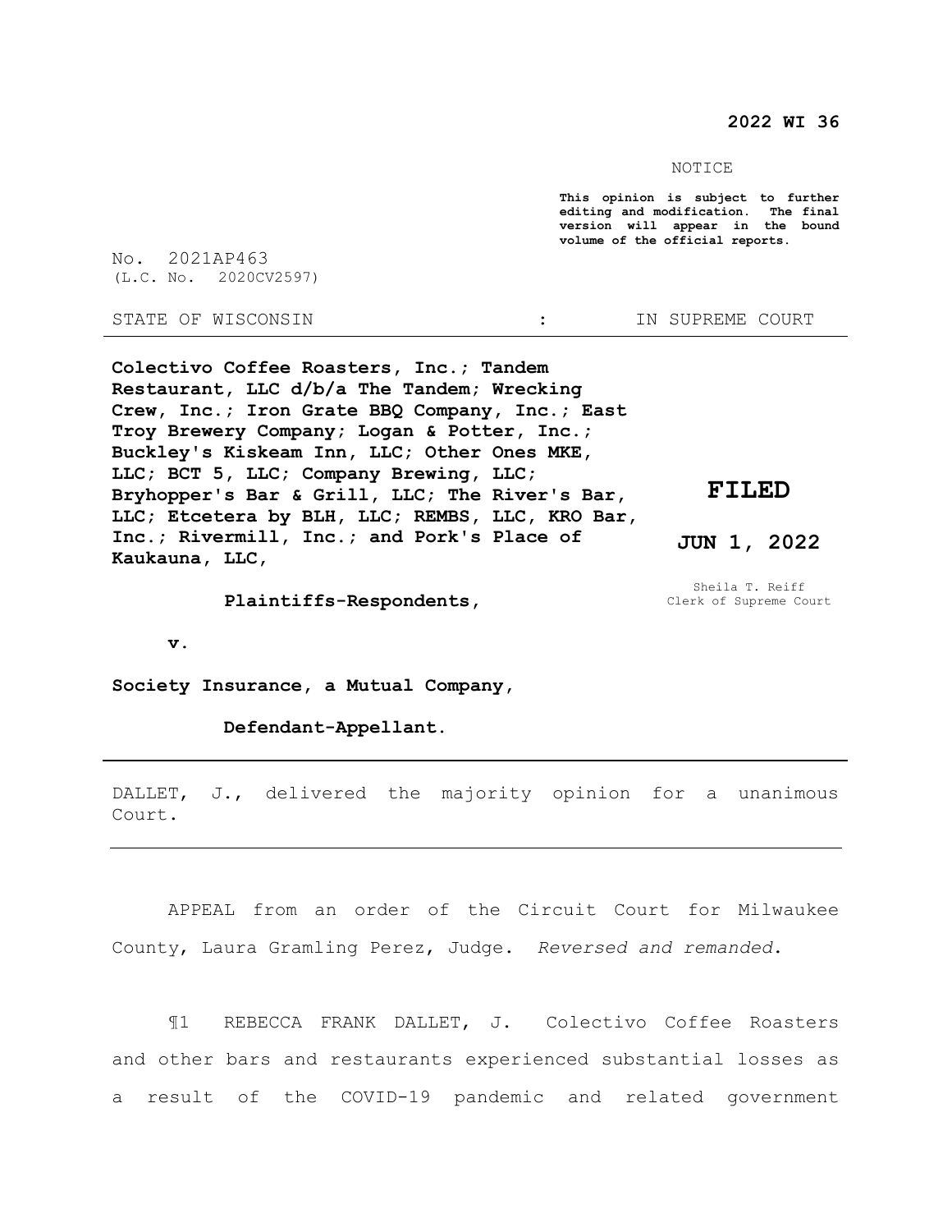**2022 WI 36**

NOTICE

**This opinion is subject to further editing and modification. The final version will appear in the bound volume of the official reports.**

No. 2021AP463
(L.C. No. 2020CV2597)

STATE OF WISCONSIN : IN SUPREME COURT

**Colectivo Coffee Roasters, Inc.; Tandem Restaurant, LLC d/b/a The Tandem; Wrecking Crew, Inc.; Iron Grate BBQ Company, Inc.; East Troy Brewery Company; Logan & Potter, Inc.; Buckley's Kiskeam Inn, LLC; Other Ones MKE, LLC; BCT 5, LLC; Company Brewing, LLC; Bryhopper's Bar & Grill, LLC; The River's Bar, LLC; Etcetera by BLH, LLC; REMBS, LLC, KRO Bar, Inc.; Rivermill, Inc.; and Pork's Place of Kaukauna, LLC,**

**Plaintiffs-Respondents,**

**v.**

**Society Insurance, a Mutual Company,**

**Defendant-Appellant.**

**FILED**

**JUN 1, 2022**

Sheila T. Reiff
Clerk of Supreme Court

---

DALLET, J., delivered the majority opinion for a unanimous Court.

---

APPEAL from an order of the Circuit Court for Milwaukee County, Laura Gramling Perez, Judge. *Reversed and remanded*.

¶1 REBECCA FRANK DALLET, J. Colectivo Coffee Roasters and other bars and restaurants experienced substantial losses as a result of the COVID-19 pandemic and related government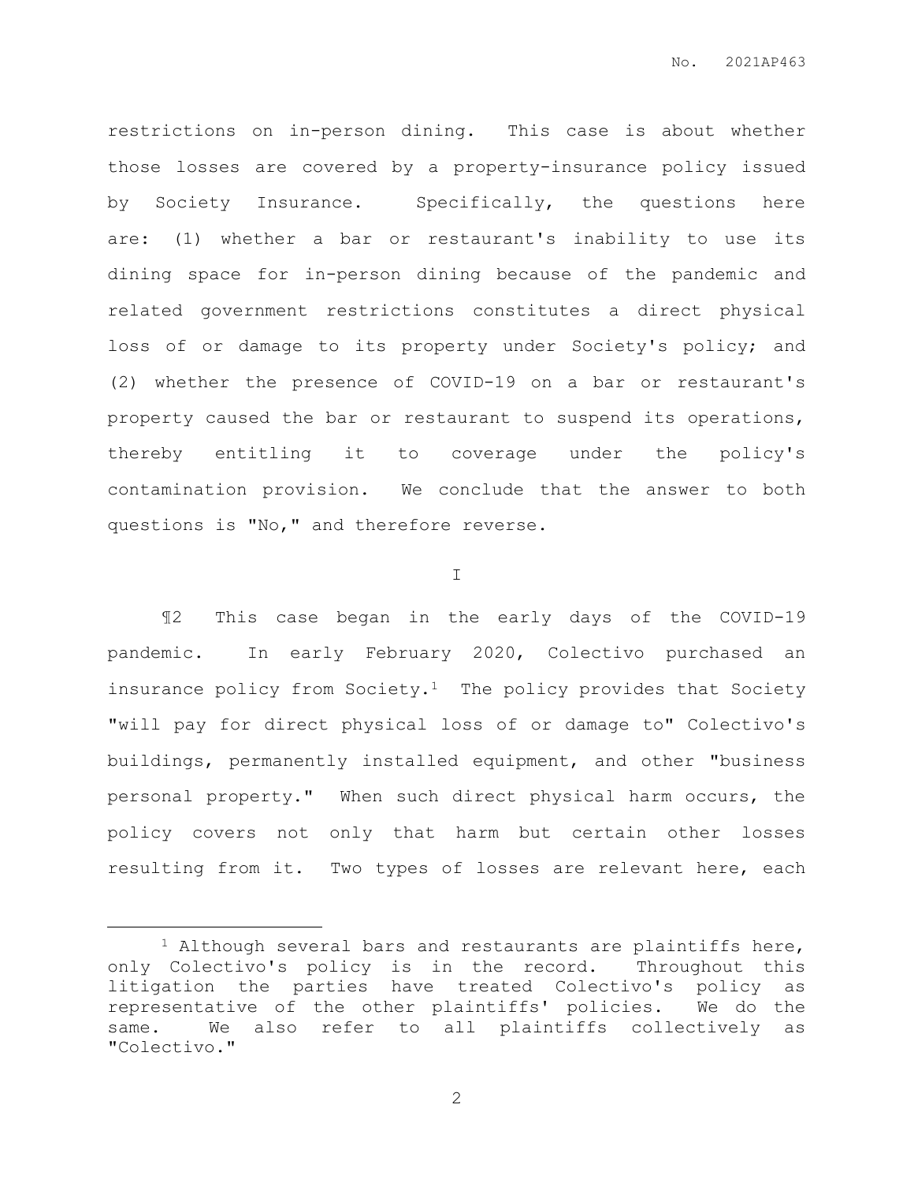restrictions on in-person dining. This case is about whether those losses are covered by a property-insurance policy issued by Society Insurance. Specifically, the questions here are: (1) whether a bar or restaurant's inability to use its dining space for in-person dining because of the pandemic and related government restrictions constitutes a direct physical loss of or damage to its property under Society's policy; and (2) whether the presence of COVID-19 on a bar or restaurant's property caused the bar or restaurant to suspend its operations, thereby entitling it to coverage under the policy's contamination provision. We conclude that the answer to both questions is "No," and therefore reverse.

I

¶2 This case began in the early days of the COVID-19 pandemic. In early February 2020, Colectivo purchased an insurance policy from Society.[1] The policy provides that Society "will pay for direct physical loss of or damage to" Colectivo's buildings, permanently installed equipment, and other "business personal property." When such direct physical harm occurs, the policy covers not only that harm but certain other losses resulting from it. Two types of losses are relevant here, each

---

[1] Although several bars and restaurants are plaintiffs here, only Colectivo's policy is in the record. Throughout this litigation the parties have treated Colectivo's policy as representative of the other plaintiffs' policies. We do the same. We also refer to all plaintiffs collectively as "Colectivo."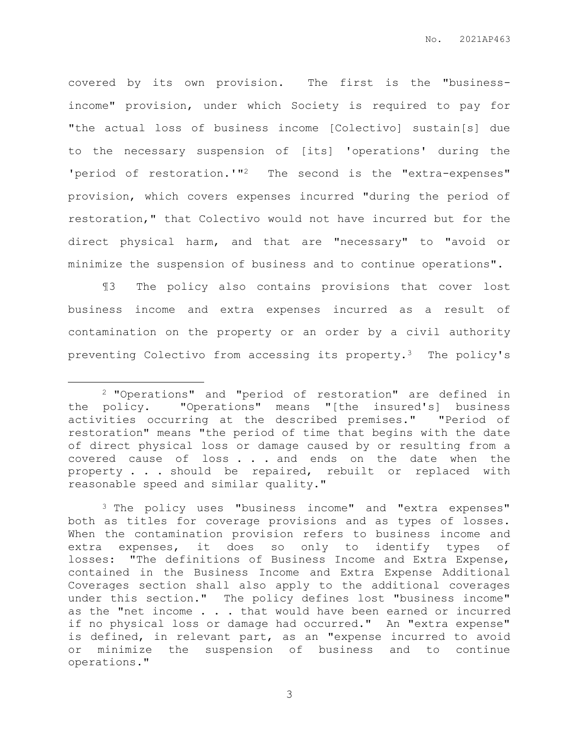covered by its own provision. The first is the "business-income" provision, under which Society is required to pay for "the actual loss of business income [Colectivo] sustain[s] due to the necessary suspension of [its] 'operations' during the 'period of restoration.'"[2] The second is the "extra-expenses" provision, which covers expenses incurred "during the period of restoration," that Colectivo would not have incurred but for the direct physical harm, and that are "necessary" to "avoid or minimize the suspension of business and to continue operations".

¶3 The policy also contains provisions that cover lost business income and extra expenses incurred as a result of contamination on the property or an order by a civil authority preventing Colectivo from accessing its property.[3] The policy's

---

[2] "Operations" and "period of restoration" are defined in the policy. "Operations" means "[the insured's] business activities occurring at the described premises." "Period of restoration" means "the period of time that begins with the date of direct physical loss or damage caused by or resulting from a covered cause of loss . . . and ends on the date when the property . . . should be repaired, rebuilt or replaced with reasonable speed and similar quality."

[3] The policy uses "business income" and "extra expenses" both as titles for coverage provisions and as types of losses. When the contamination provision refers to business income and extra expenses, it does so only to identify types of losses: "The definitions of Business Income and Extra Expense, contained in the Business Income and Extra Expense Additional Coverages section shall also apply to the additional coverages under this section." The policy defines lost "business income" as the "net income . . . that would have been earned or incurred if no physical loss or damage had occurred." An "extra expense" is defined, in relevant part, as an "expense incurred to avoid or minimize the suspension of business and to continue operations."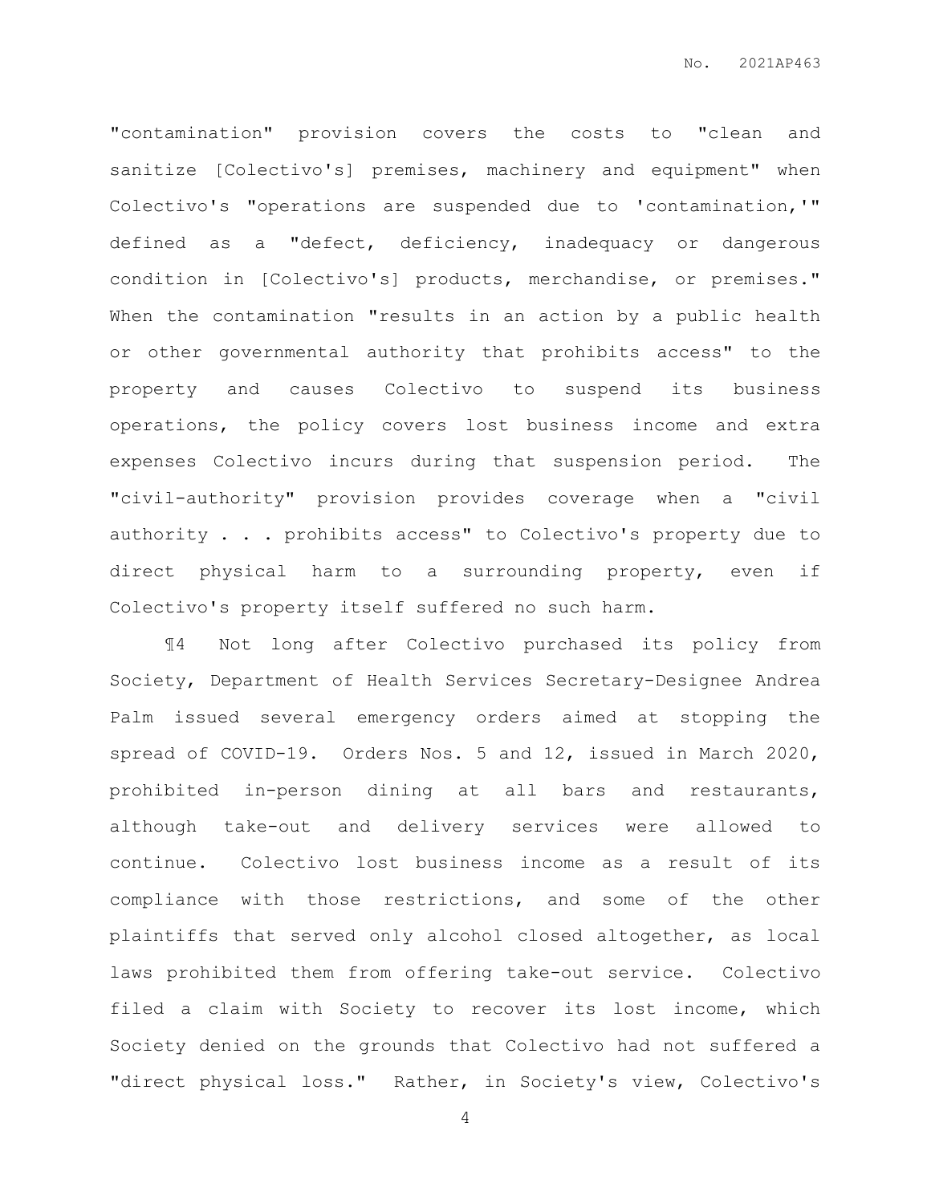"contamination" provision covers the costs to "clean and sanitize [Colectivo's] premises, machinery and equipment" when Colectivo's "operations are suspended due to 'contamination,'" defined as a "defect, deficiency, inadequacy or dangerous condition in [Colectivo's] products, merchandise, or premises." When the contamination "results in an action by a public health or other governmental authority that prohibits access" to the property and causes Colectivo to suspend its business operations, the policy covers lost business income and extra expenses Colectivo incurs during that suspension period. The "civil-authority" provision provides coverage when a "civil authority . . . prohibits access" to Colectivo's property due to direct physical harm to a surrounding property, even if Colectivo's property itself suffered no such harm.

¶4 Not long after Colectivo purchased its policy from Society, Department of Health Services Secretary-Designee Andrea Palm issued several emergency orders aimed at stopping the spread of COVID-19. Orders Nos. 5 and 12, issued in March 2020, prohibited in-person dining at all bars and restaurants, although take-out and delivery services were allowed to continue. Colectivo lost business income as a result of its compliance with those restrictions, and some of the other plaintiffs that served only alcohol closed altogether, as local laws prohibited them from offering take-out service. Colectivo filed a claim with Society to recover its lost income, which Society denied on the grounds that Colectivo had not suffered a "direct physical loss." Rather, in Society's view, Colectivo's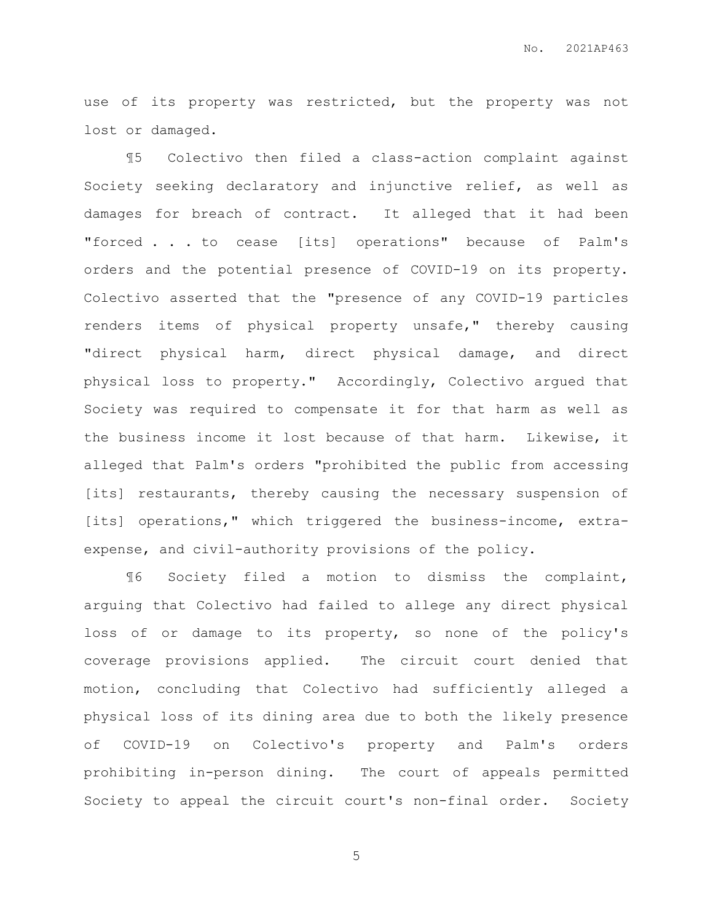use of its property was restricted, but the property was not lost or damaged.

¶5 Colectivo then filed a class-action complaint against Society seeking declaratory and injunctive relief, as well as damages for breach of contract. It alleged that it had been "forced . . . to cease [its] operations" because of Palm's orders and the potential presence of COVID-19 on its property. Colectivo asserted that the "presence of any COVID-19 particles renders items of physical property unsafe," thereby causing "direct physical harm, direct physical damage, and direct physical loss to property." Accordingly, Colectivo argued that Society was required to compensate it for that harm as well as the business income it lost because of that harm. Likewise, it alleged that Palm's orders "prohibited the public from accessing [its] restaurants, thereby causing the necessary suspension of [its] operations," which triggered the business-income, extra-expense, and civil-authority provisions of the policy.

¶6 Society filed a motion to dismiss the complaint, arguing that Colectivo had failed to allege any direct physical loss of or damage to its property, so none of the policy's coverage provisions applied. The circuit court denied that motion, concluding that Colectivo had sufficiently alleged a physical loss of its dining area due to both the likely presence of COVID-19 on Colectivo's property and Palm's orders prohibiting in-person dining. The court of appeals permitted Society to appeal the circuit court's non-final order. Society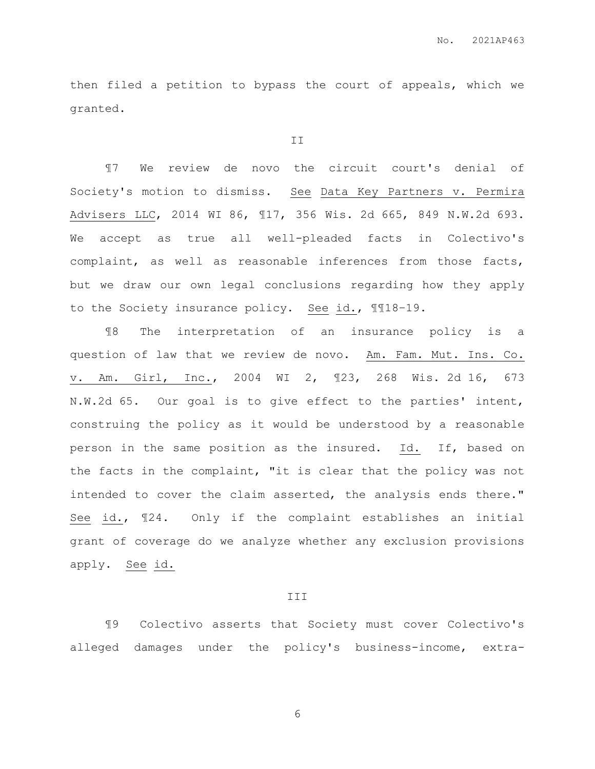then filed a petition to bypass the court of appeals, which we granted.

II

¶7 We review de novo the circuit court's denial of Society's motion to dismiss. See Data Key Partners v. Permira Advisers LLC, 2014 WI 86, ¶17, 356 Wis. 2d 665, 849 N.W.2d 693. We accept as true all well-pleaded facts in Colectivo's complaint, as well as reasonable inferences from those facts, but we draw our own legal conclusions regarding how they apply to the Society insurance policy. See id., ¶¶18-19.

¶8 The interpretation of an insurance policy is a question of law that we review de novo. Am. Fam. Mut. Ins. Co. v. Am. Girl, Inc., 2004 WI 2, ¶23, 268 Wis. 2d 16, 673 N.W.2d 65. Our goal is to give effect to the parties' intent, construing the policy as it would be understood by a reasonable person in the same position as the insured. Id. If, based on the facts in the complaint, "it is clear that the policy was not intended to cover the claim asserted, the analysis ends there." See id., ¶24. Only if the complaint establishes an initial grant of coverage do we analyze whether any exclusion provisions apply. See id.

III

¶9 Colectivo asserts that Society must cover Colectivo's alleged damages under the policy's business-income, extra-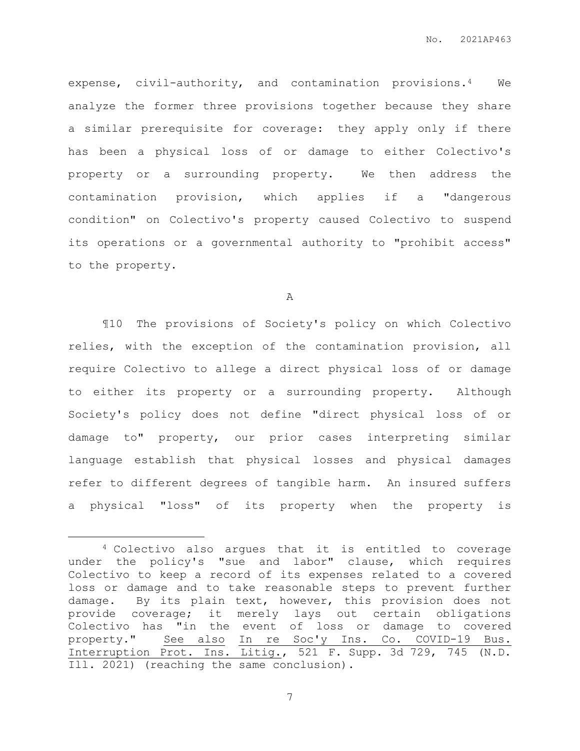expense, civil-authority, and contamination provisions.[4] We analyze the former three provisions together because they share a similar prerequisite for coverage: they apply only if there has been a physical loss of or damage to either Colectivo's property or a surrounding property. We then address the contamination provision, which applies if a "dangerous condition" on Colectivo's property caused Colectivo to suspend its operations or a governmental authority to "prohibit access" to the property.

A

¶10 The provisions of Society's policy on which Colectivo relies, with the exception of the contamination provision, all require Colectivo to allege a direct physical loss of or damage to either its property or a surrounding property. Although Society's policy does not define "direct physical loss of or damage to" property, our prior cases interpreting similar language establish that physical losses and physical damages refer to different degrees of tangible harm. An insured suffers a physical "loss" of its property when the property is

---

[4] Colectivo also argues that it is entitled to coverage under the policy's "sue and labor" clause, which requires Colectivo to keep a record of its expenses related to a covered loss or damage and to take reasonable steps to prevent further damage. By its plain text, however, this provision does not provide coverage; it merely lays out certain obligations Colectivo has "in the event of loss or damage to covered property." See also In re Soc'y Ins. Co. COVID-19 Bus. Interruption Prot. Ins. Litig., 521 F. Supp. 3d 729, 745 (N.D. Ill. 2021) (reaching the same conclusion).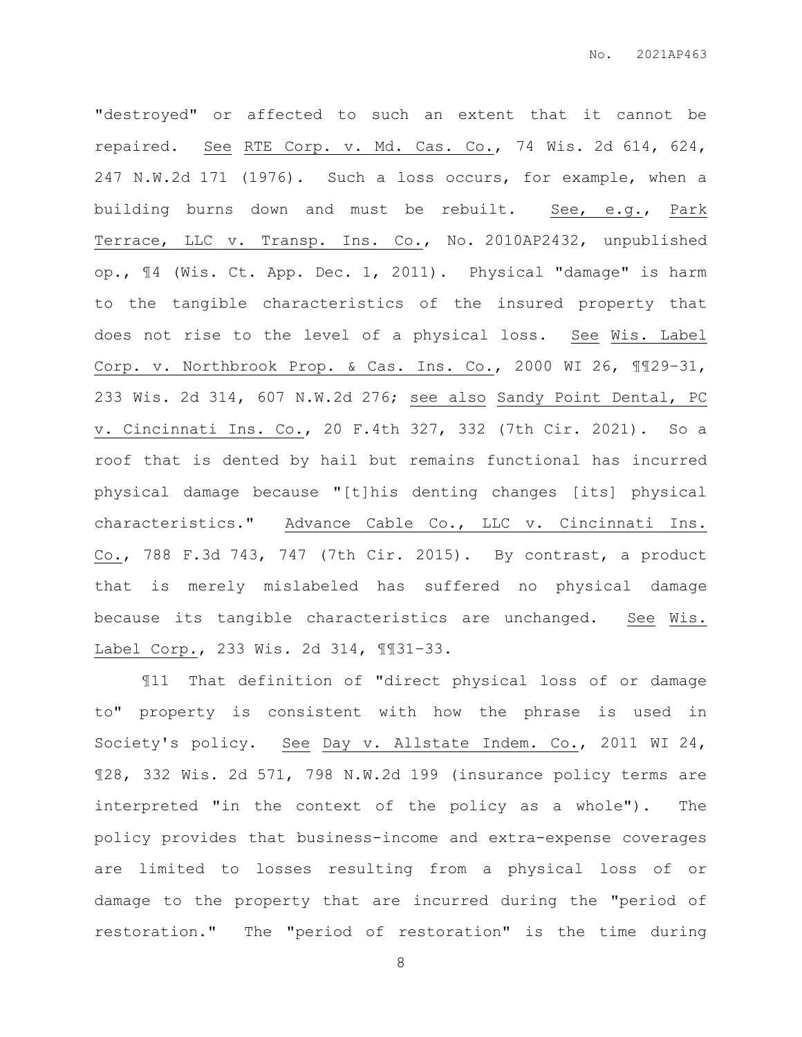"destroyed" or affected to such an extent that it cannot be repaired. See RTE Corp. v. Md. Cas. Co., 74 Wis. 2d 614, 624, 247 N.W.2d 171 (1976). Such a loss occurs, for example, when a building burns down and must be rebuilt. See, e.g., Park Terrace, LLC v. Transp. Ins. Co., No. 2010AP2432, unpublished op., ¶4 (Wis. Ct. App. Dec. 1, 2011). Physical "damage" is harm to the tangible characteristics of the insured property that does not rise to the level of a physical loss. See Wis. Label Corp. v. Northbrook Prop. & Cas. Ins. Co., 2000 WI 26, ¶¶29–31, 233 Wis. 2d 314, 607 N.W.2d 276; see also Sandy Point Dental, PC v. Cincinnati Ins. Co., 20 F.4th 327, 332 (7th Cir. 2021). So a roof that is dented by hail but remains functional has incurred physical damage because "[t]his denting changes [its] physical characteristics." Advance Cable Co., LLC v. Cincinnati Ins. Co., 788 F.3d 743, 747 (7th Cir. 2015). By contrast, a product that is merely mislabeled has suffered no physical damage because its tangible characteristics are unchanged. See Wis. Label Corp., 233 Wis. 2d 314, ¶¶31–33.

¶11 That definition of "direct physical loss of or damage to" property is consistent with how the phrase is used in Society's policy. See Day v. Allstate Indem. Co., 2011 WI 24, ¶28, 332 Wis. 2d 571, 798 N.W.2d 199 (insurance policy terms are interpreted "in the context of the policy as a whole"). The policy provides that business-income and extra-expense coverages are limited to losses resulting from a physical loss of or damage to the property that are incurred during the "period of restoration." The "period of restoration" is the time during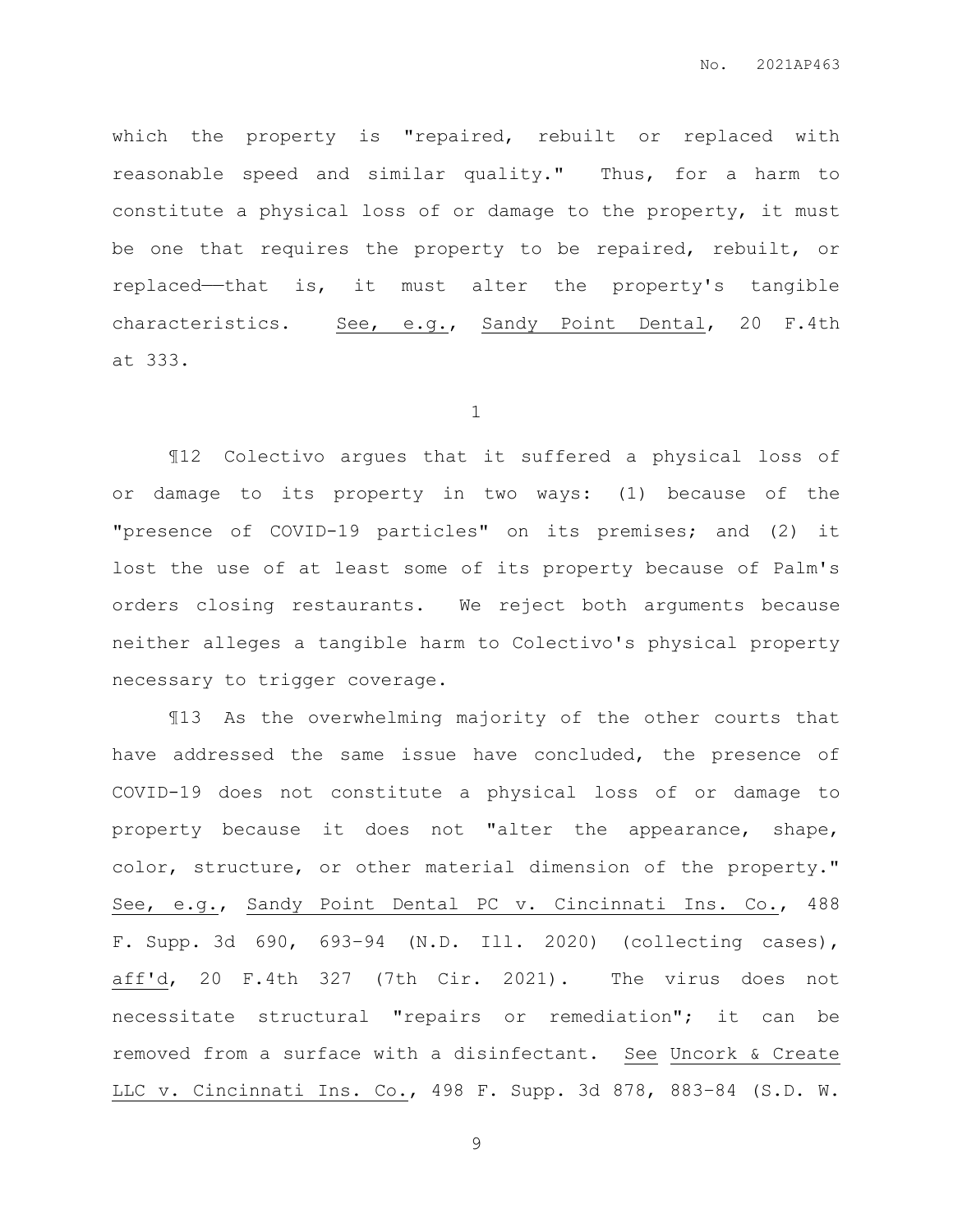which the property is "repaired, rebuilt or replaced with reasonable speed and similar quality." Thus, for a harm to constitute a physical loss of or damage to the property, it must be one that requires the property to be repaired, rebuilt, or replaced——that is, it must alter the property's tangible characteristics. See, e.g., Sandy Point Dental, 20 F.4th at 333.

1

¶12 Colectivo argues that it suffered a physical loss of or damage to its property in two ways: (1) because of the "presence of COVID-19 particles" on its premises; and (2) it lost the use of at least some of its property because of Palm's orders closing restaurants. We reject both arguments because neither alleges a tangible harm to Colectivo's physical property necessary to trigger coverage.

¶13 As the overwhelming majority of the other courts that have addressed the same issue have concluded, the presence of COVID-19 does not constitute a physical loss of or damage to property because it does not "alter the appearance, shape, color, structure, or other material dimension of the property." See, e.g., Sandy Point Dental PC v. Cincinnati Ins. Co., 488 F. Supp. 3d 690, 693–94 (N.D. Ill. 2020) (collecting cases), aff'd, 20 F.4th 327 (7th Cir. 2021). The virus does not necessitate structural "repairs or remediation"; it can be removed from a surface with a disinfectant. See Uncork & Create LLC v. Cincinnati Ins. Co., 498 F. Supp. 3d 878, 883–84 (S.D. W.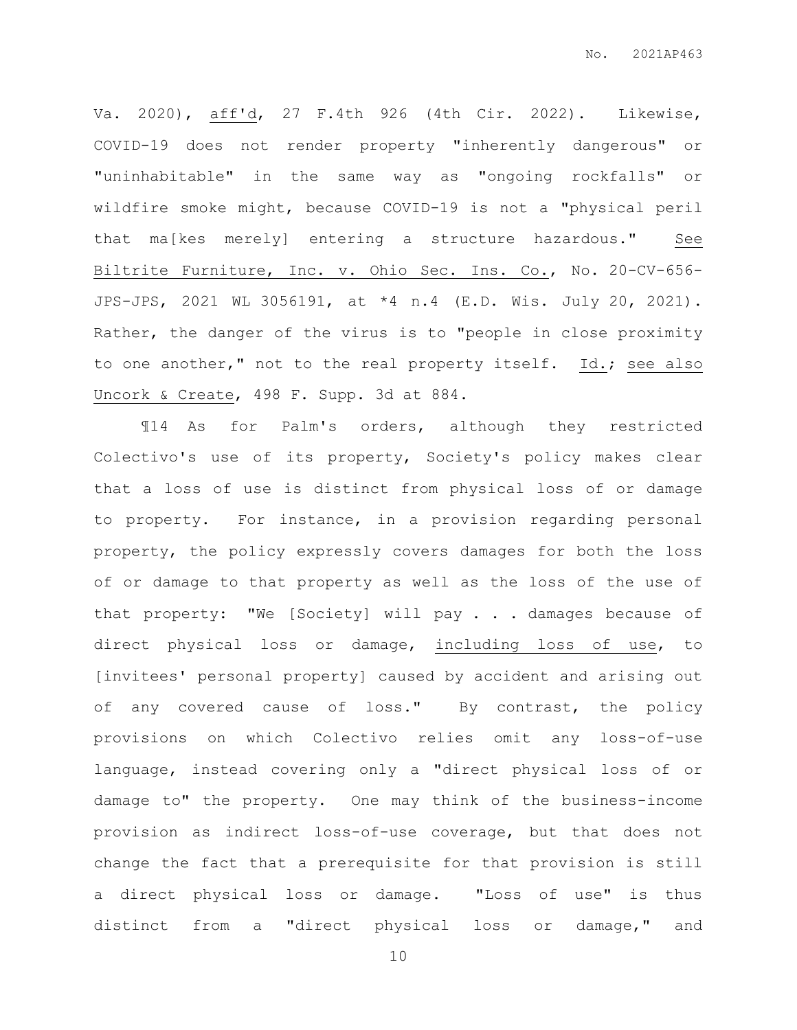Va. 2020), aff'd, 27 F.4th 926 (4th Cir. 2022). Likewise, COVID-19 does not render property "inherently dangerous" or "uninhabitable" in the same way as "ongoing rockfalls" or wildfire smoke might, because COVID-19 is not a "physical peril that ma[kes merely] entering a structure hazardous." See Biltrite Furniture, Inc. v. Ohio Sec. Ins. Co., No. 20-CV-656-JPS-JPS, 2021 WL 3056191, at *4 n.4 (E.D. Wis. July 20, 2021). Rather, the danger of the virus is to "people in close proximity to one another," not to the real property itself. Id.; see also Uncork & Create, 498 F. Supp. 3d at 884.

¶14 As for Palm's orders, although they restricted Colectivo's use of its property, Society's policy makes clear that a loss of use is distinct from physical loss of or damage to property. For instance, in a provision regarding personal property, the policy expressly covers damages for both the loss of or damage to that property as well as the loss of the use of that property: "We [Society] will pay . . . damages because of direct physical loss or damage, including loss of use, to [invitees' personal property] caused by accident and arising out of any covered cause of loss." By contrast, the policy provisions on which Colectivo relies omit any loss-of-use language, instead covering only a "direct physical loss of or damage to" the property. One may think of the business-income provision as indirect loss-of-use coverage, but that does not change the fact that a prerequisite for that provision is still a direct physical loss or damage. "Loss of use" is thus distinct from a "direct physical loss or damage," and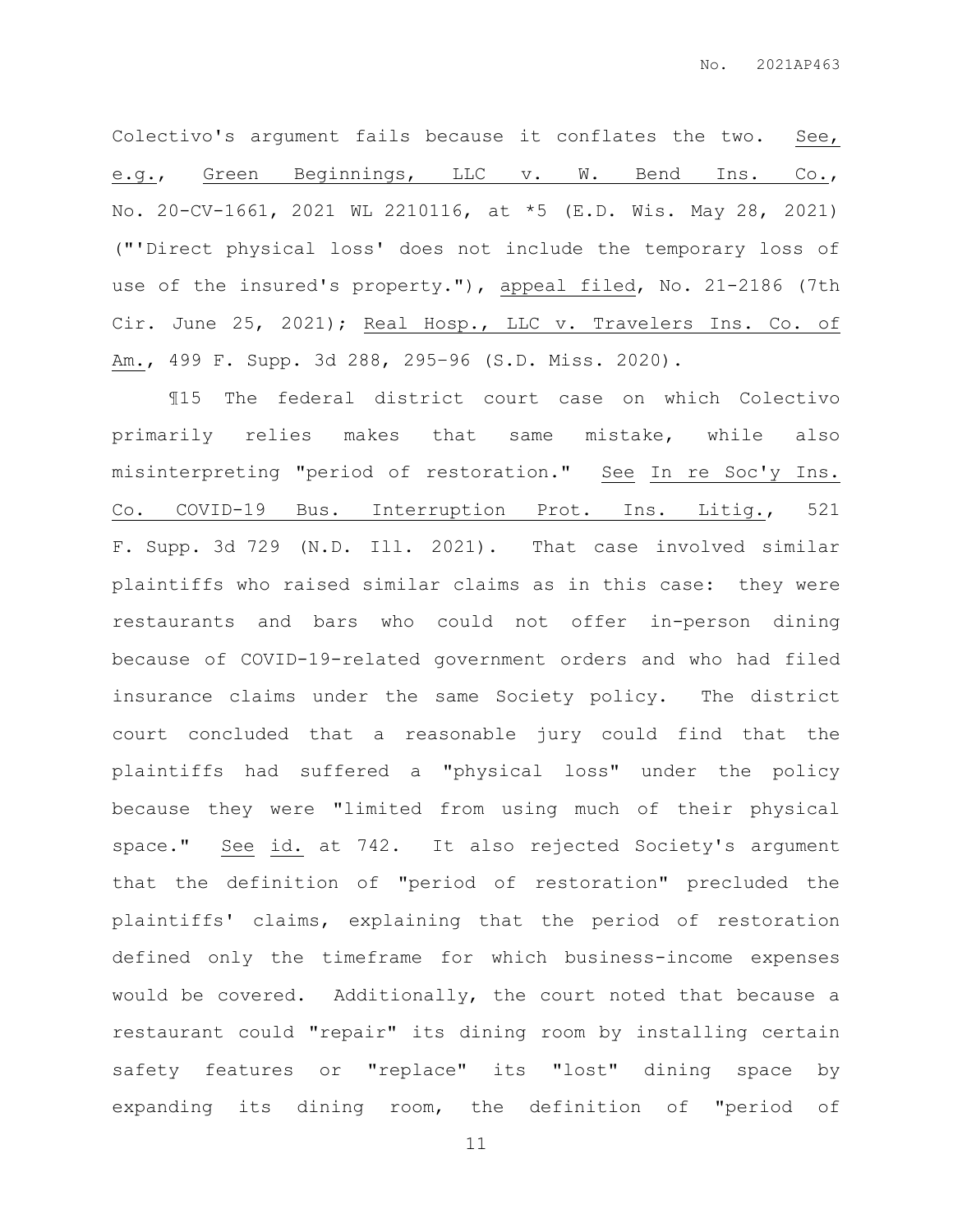Colectivo's argument fails because it conflates the two. See, e.g., Green Beginnings, LLC v. W. Bend Ins. Co., No. 20-CV-1661, 2021 WL 2210116, at *5 (E.D. Wis. May 28, 2021) ("'Direct physical loss' does not include the temporary loss of use of the insured's property."), appeal filed, No. 21-2186 (7th Cir. June 25, 2021); Real Hosp., LLC v. Travelers Ins. Co. of Am., 499 F. Supp. 3d 288, 295–96 (S.D. Miss. 2020).

¶15 The federal district court case on which Colectivo primarily relies makes that same mistake, while also misinterpreting "period of restoration." See In re Soc'y Ins. Co. COVID-19 Bus. Interruption Prot. Ins. Litig., 521 F. Supp. 3d 729 (N.D. Ill. 2021). That case involved similar plaintiffs who raised similar claims as in this case: they were restaurants and bars who could not offer in-person dining because of COVID-19-related government orders and who had filed insurance claims under the same Society policy. The district court concluded that a reasonable jury could find that the plaintiffs had suffered a "physical loss" under the policy because they were "limited from using much of their physical space." See id. at 742. It also rejected Society's argument that the definition of "period of restoration" precluded the plaintiffs' claims, explaining that the period of restoration defined only the timeframe for which business-income expenses would be covered. Additionally, the court noted that because a restaurant could "repair" its dining room by installing certain safety features or "replace" its "lost" dining space by expanding its dining room, the definition of "period of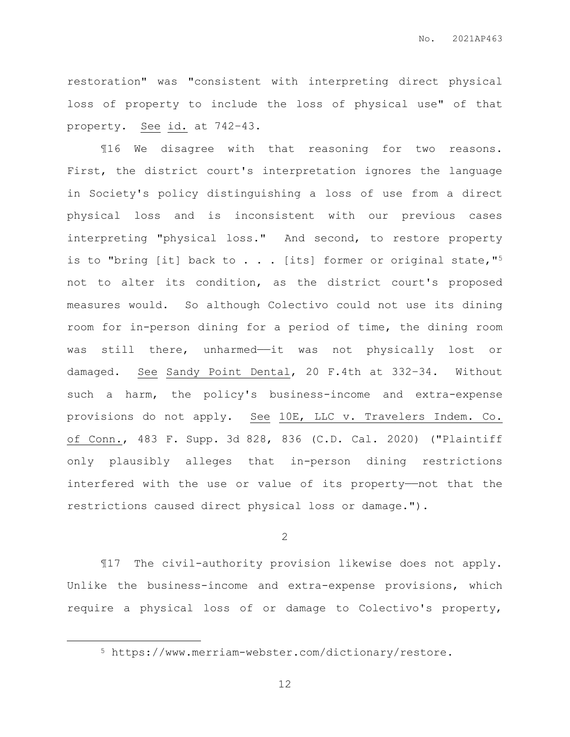restoration" was "consistent with interpreting direct physical loss of property to include the loss of physical use" of that property. See id. at 742–43.

¶16 We disagree with that reasoning for two reasons. First, the district court's interpretation ignores the language in Society's policy distinguishing a loss of use from a direct physical loss and is inconsistent with our previous cases interpreting "physical loss." And second, to restore property is to "bring [it] back to . . . [its] former or original state,"[5] not to alter its condition, as the district court's proposed measures would. So although Colectivo could not use its dining room for in-person dining for a period of time, the dining room was still there, unharmed——it was not physically lost or damaged. See Sandy Point Dental, 20 F.4th at 332–34. Without such a harm, the policy's business-income and extra-expense provisions do not apply. See 10E, LLC v. Travelers Indem. Co. of Conn., 483 F. Supp. 3d 828, 836 (C.D. Cal. 2020) ("Plaintiff only plausibly alleges that in-person dining restrictions interfered with the use or value of its property——not that the restrictions caused direct physical loss or damage.").

2

¶17 The civil-authority provision likewise does not apply. Unlike the business-income and extra-expense provisions, which require a physical loss of or damage to Colectivo's property,

---

[5] https://www.merriam-webster.com/dictionary/restore.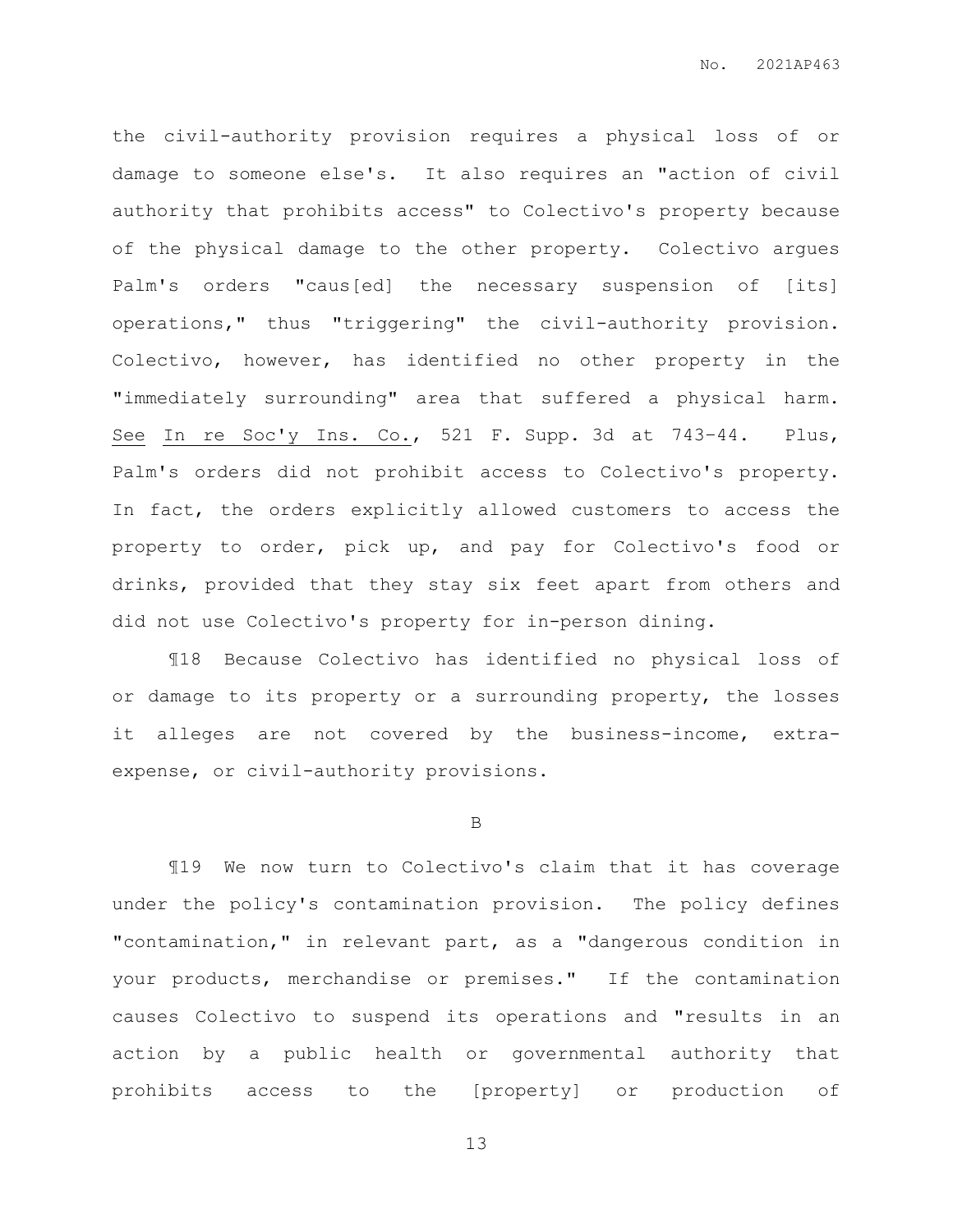the civil-authority provision requires a physical loss of or damage to someone else's. It also requires an "action of civil authority that prohibits access" to Colectivo's property because of the physical damage to the other property. Colectivo argues Palm's orders "caus[ed] the necessary suspension of [its] operations," thus "triggering" the civil-authority provision. Colectivo, however, has identified no other property in the "immediately surrounding" area that suffered a physical harm. See In re Soc'y Ins. Co., 521 F. Supp. 3d at 743–44. Plus, Palm's orders did not prohibit access to Colectivo's property. In fact, the orders explicitly allowed customers to access the property to order, pick up, and pay for Colectivo's food or drinks, provided that they stay six feet apart from others and did not use Colectivo's property for in-person dining.

¶18 Because Colectivo has identified no physical loss of or damage to its property or a surrounding property, the losses it alleges are not covered by the business-income, extra-expense, or civil-authority provisions.

B

¶19 We now turn to Colectivo's claim that it has coverage under the policy's contamination provision. The policy defines "contamination," in relevant part, as a "dangerous condition in your products, merchandise or premises." If the contamination causes Colectivo to suspend its operations and "results in an action by a public health or governmental authority that prohibits access to the [property] or production of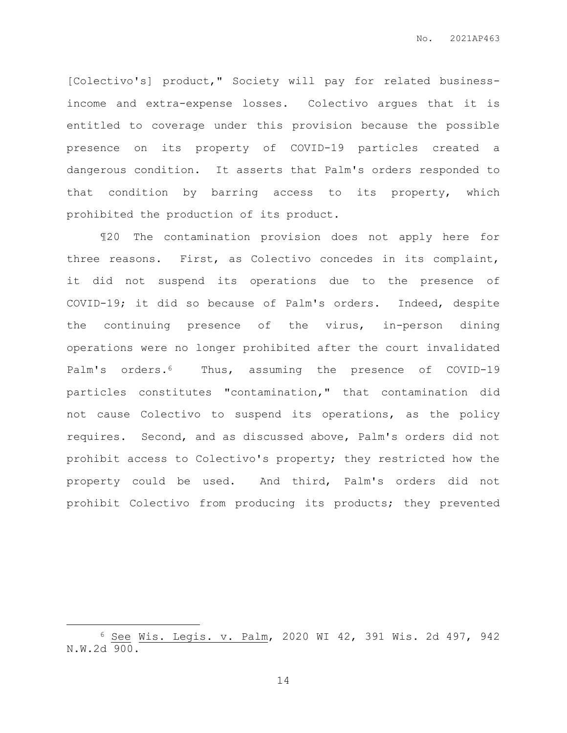[Colectivo's] product," Society will pay for related business-income and extra-expense losses. Colectivo argues that it is entitled to coverage under this provision because the possible presence on its property of COVID-19 particles created a dangerous condition. It asserts that Palm's orders responded to that condition by barring access to its property, which prohibited the production of its product.

¶20 The contamination provision does not apply here for three reasons. First, as Colectivo concedes in its complaint, it did not suspend its operations due to the presence of COVID-19; it did so because of Palm's orders. Indeed, despite the continuing presence of the virus, in-person dining operations were no longer prohibited after the court invalidated Palm's orders.[6] Thus, assuming the presence of COVID-19 particles constitutes "contamination," that contamination did not cause Colectivo to suspend its operations, as the policy requires. Second, and as discussed above, Palm's orders did not prohibit access to Colectivo's property; they restricted how the property could be used. And third, Palm's orders did not prohibit Colectivo from producing its products; they prevented

---

[6] See Wis. Legis. v. Palm, 2020 WI 42, 391 Wis. 2d 497, 942 N.W.2d 900.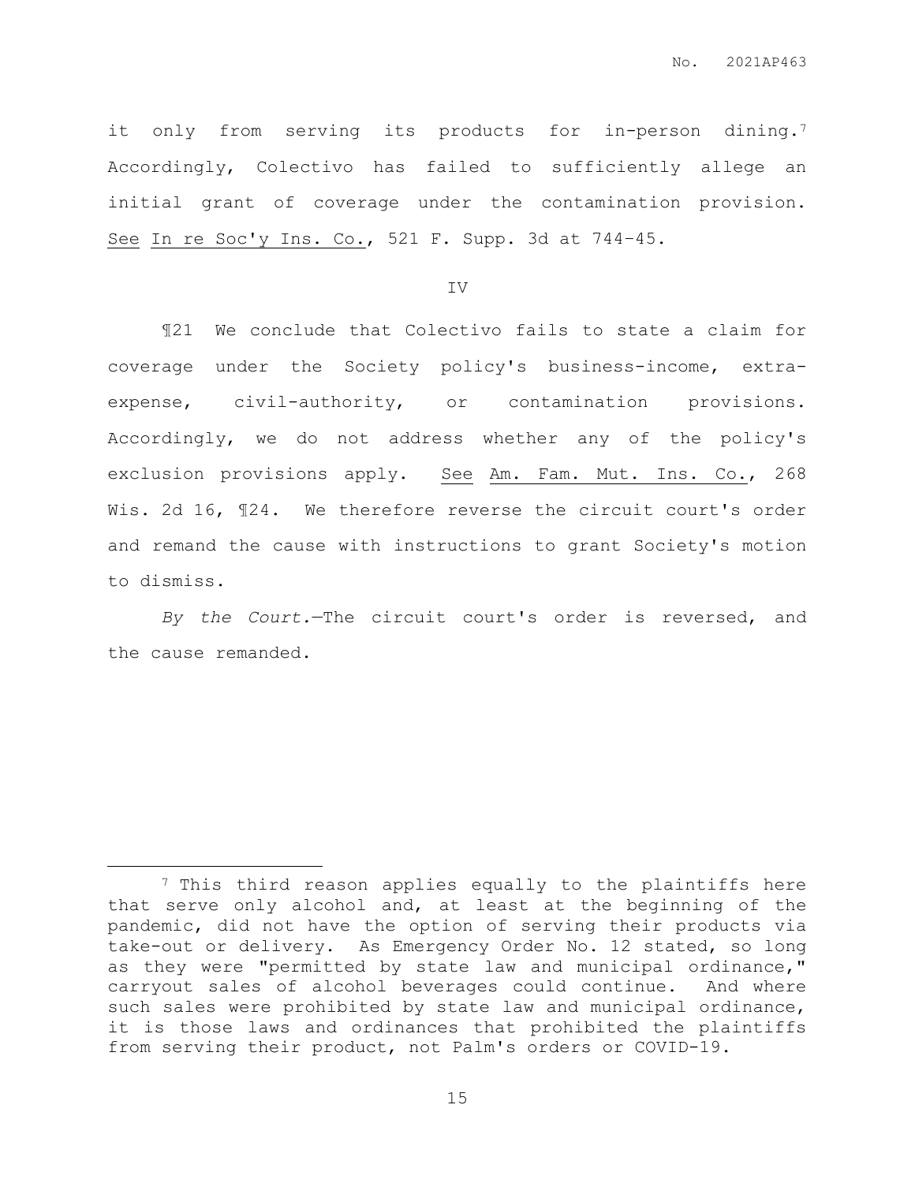it only from serving its products for in-person dining.[7] Accordingly, Colectivo has failed to sufficiently allege an initial grant of coverage under the contamination provision. See In re Soc'y Ins. Co., 521 F. Supp. 3d at 744-45.

IV

¶21 We conclude that Colectivo fails to state a claim for coverage under the Society policy's business-income, extra-expense, civil-authority, or contamination provisions. Accordingly, we do not address whether any of the policy's exclusion provisions apply. See Am. Fam. Mut. Ins. Co., 268 Wis. 2d 16, ¶24. We therefore reverse the circuit court's order and remand the cause with instructions to grant Society's motion to dismiss.

*By the Court.*—The circuit court's order is reversed, and the cause remanded.

---

[7] This third reason applies equally to the plaintiffs here that serve only alcohol and, at least at the beginning of the pandemic, did not have the option of serving their products via take-out or delivery. As Emergency Order No. 12 stated, so long as they were "permitted by state law and municipal ordinance," carryout sales of alcohol beverages could continue. And where such sales were prohibited by state law and municipal ordinance, it is those laws and ordinances that prohibited the plaintiffs from serving their product, not Palm's orders or COVID-19.